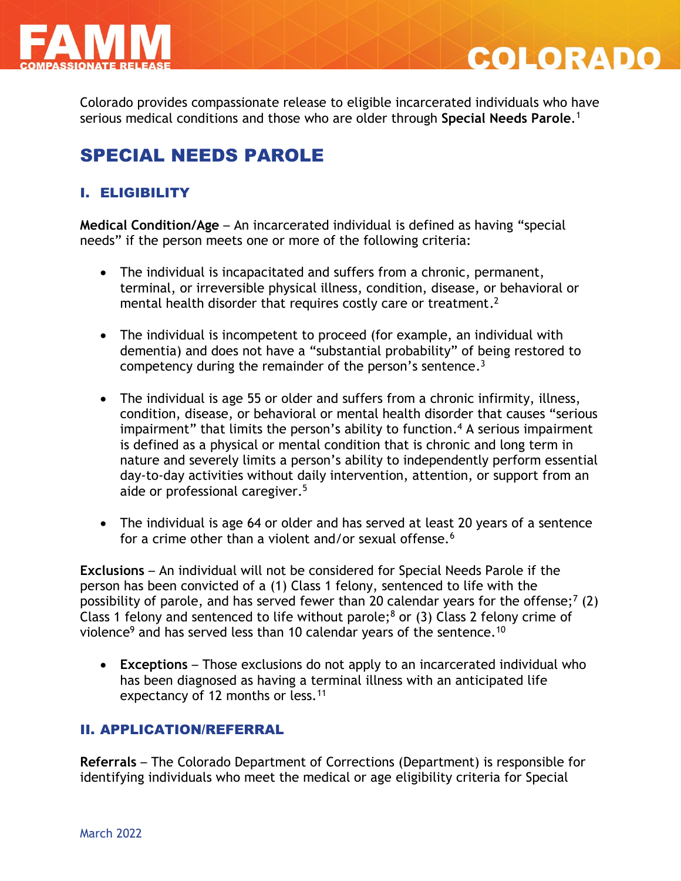# FAMM COMPASSIONATE RELEASE

# COLORADO

Colorado provides compassionate release to eligible incarcerated individuals who have serious medical conditions and those who are older through **Special Needs Parole**.[1]

## SPECIAL NEEDS PAROLE

### I. ELIGIBILITY

**Medical Condition/Age** – An incarcerated individual is defined as having "special needs" if the person meets one or more of the following criteria:

- The individual is incapacitated and suffers from a chronic, permanent, terminal, or irreversible physical illness, condition, disease, or behavioral or mental health disorder that requires costly care or treatment.[2]

- The individual is incompetent to proceed (for example, an individual with dementia) and does not have a "substantial probability" of being restored to competency during the remainder of the person's sentence.[3]

- The individual is age 55 or older and suffers from a chronic infirmity, illness, condition, disease, or behavioral or mental health disorder that causes "serious impairment" that limits the person's ability to function.[4] A serious impairment is defined as a physical or mental condition that is chronic and long term in nature and severely limits a person's ability to independently perform essential day-to-day activities without daily intervention, attention, or support from an aide or professional caregiver.[5]

- The individual is age 64 or older and has served at least 20 years of a sentence for a crime other than a violent and/or sexual offense.[6]

**Exclusions** – An individual will not be considered for Special Needs Parole if the person has been convicted of a (1) Class 1 felony, sentenced to life with the possibility of parole, and has served fewer than 20 calendar years for the offense;[7] (2) Class 1 felony and sentenced to life without parole;[8] or (3) Class 2 felony crime of violence[9] and has served less than 10 calendar years of the sentence.[10]

- **Exceptions** – Those exclusions do not apply to an incarcerated individual who has been diagnosed as having a terminal illness with an anticipated life expectancy of 12 months or less.[11]

### II. APPLICATION/REFERRAL

**Referrals** – The Colorado Department of Corrections (Department) is responsible for identifying individuals who meet the medical or age eligibility criteria for Special

March 2022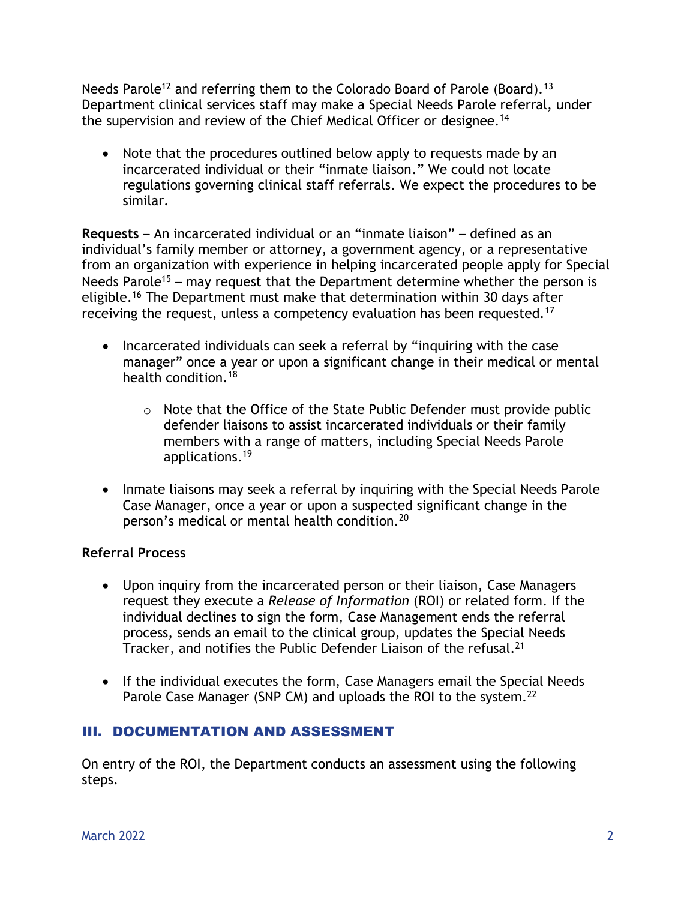Needs Parole[12] and referring them to the Colorado Board of Parole (Board).[13] Department clinical services staff may make a Special Needs Parole referral, under the supervision and review of the Chief Medical Officer or designee.[14]

- Note that the procedures outlined below apply to requests made by an incarcerated individual or their "inmate liaison." We could not locate regulations governing clinical staff referrals. We expect the procedures to be similar.

**Requests** – An incarcerated individual or an "inmate liaison" – defined as an individual's family member or attorney, a government agency, or a representative from an organization with experience in helping incarcerated people apply for Special Needs Parole[15] – may request that the Department determine whether the person is eligible.[16] The Department must make that determination within 30 days after receiving the request, unless a competency evaluation has been requested.[17]

- Incarcerated individuals can seek a referral by "inquiring with the case manager" once a year or upon a significant change in their medical or mental health condition.[18]
    - Note that the Office of the State Public Defender must provide public defender liaisons to assist incarcerated individuals or their family members with a range of matters, including Special Needs Parole applications.[19]
- Inmate liaisons may seek a referral by inquiring with the Special Needs Parole Case Manager, once a year or upon a suspected significant change in the person's medical or mental health condition.[20]

**Referral Process**

- Upon inquiry from the incarcerated person or their liaison, Case Managers request they execute a *Release of Information* (ROI) or related form. If the individual declines to sign the form, Case Management ends the referral process, sends an email to the clinical group, updates the Special Needs Tracker, and notifies the Public Defender Liaison of the refusal.[21]
- If the individual executes the form, Case Managers email the Special Needs Parole Case Manager (SNP CM) and uploads the ROI to the system.[22]

## III. DOCUMENTATION AND ASSESSMENT

On entry of the ROI, the Department conducts an assessment using the following steps.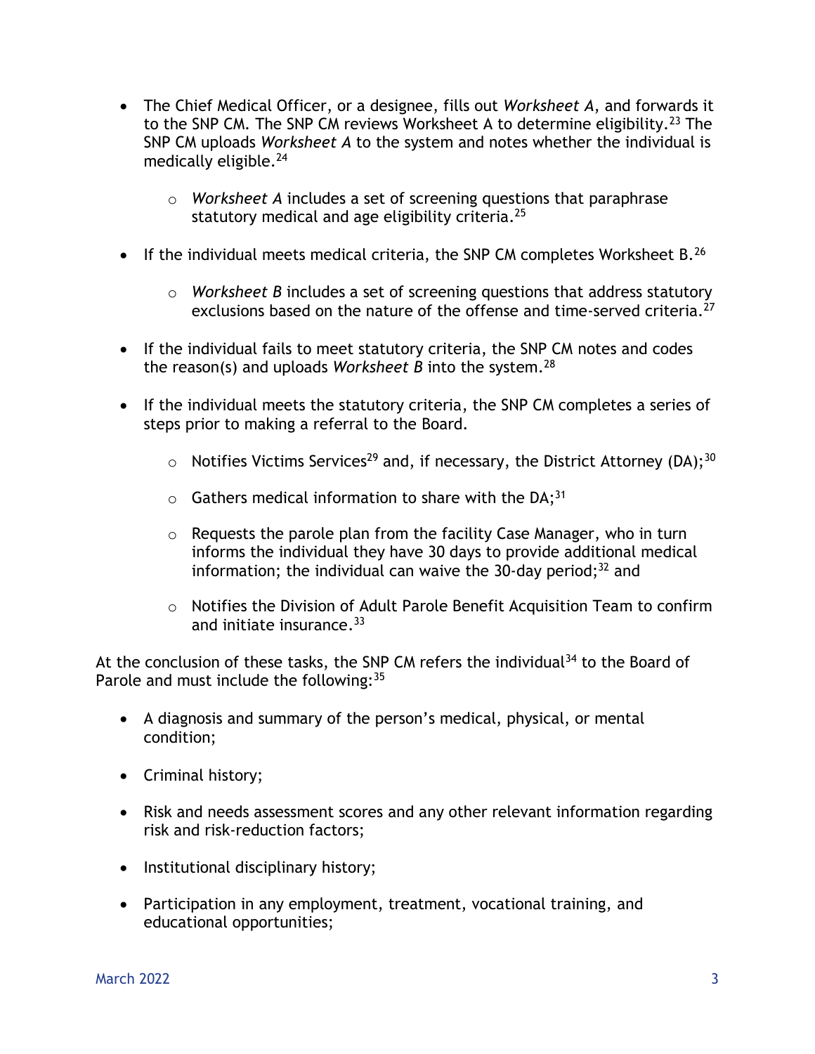- The Chief Medical Officer, or a designee, fills out *Worksheet A*, and forwards it to the SNP CM. The SNP CM reviews Worksheet A to determine eligibility.[23] The SNP CM uploads *Worksheet A* to the system and notes whether the individual is medically eligible.[24]
  - *Worksheet A* includes a set of screening questions that paraphrase statutory medical and age eligibility criteria.[25]
- If the individual meets medical criteria, the SNP CM completes Worksheet B.[26]
  - *Worksheet B* includes a set of screening questions that address statutory exclusions based on the nature of the offense and time-served criteria.[27]
- If the individual fails to meet statutory criteria, the SNP CM notes and codes the reason(s) and uploads *Worksheet B* into the system.[28]
- If the individual meets the statutory criteria, the SNP CM completes a series of steps prior to making a referral to the Board.
  - Notifies Victims Services[29] and, if necessary, the District Attorney (DA);[30]
  - Gathers medical information to share with the DA;[31]
  - Requests the parole plan from the facility Case Manager, who in turn informs the individual they have 30 days to provide additional medical information; the individual can waive the 30-day period;[32] and
  - Notifies the Division of Adult Parole Benefit Acquisition Team to confirm and initiate insurance.[33]

At the conclusion of these tasks, the SNP CM refers the individual[34] to the Board of Parole and must include the following:[35]

- A diagnosis and summary of the person's medical, physical, or mental condition;
- Criminal history;
- Risk and needs assessment scores and any other relevant information regarding risk and risk-reduction factors;
- Institutional disciplinary history;
- Participation in any employment, treatment, vocational training, and educational opportunities;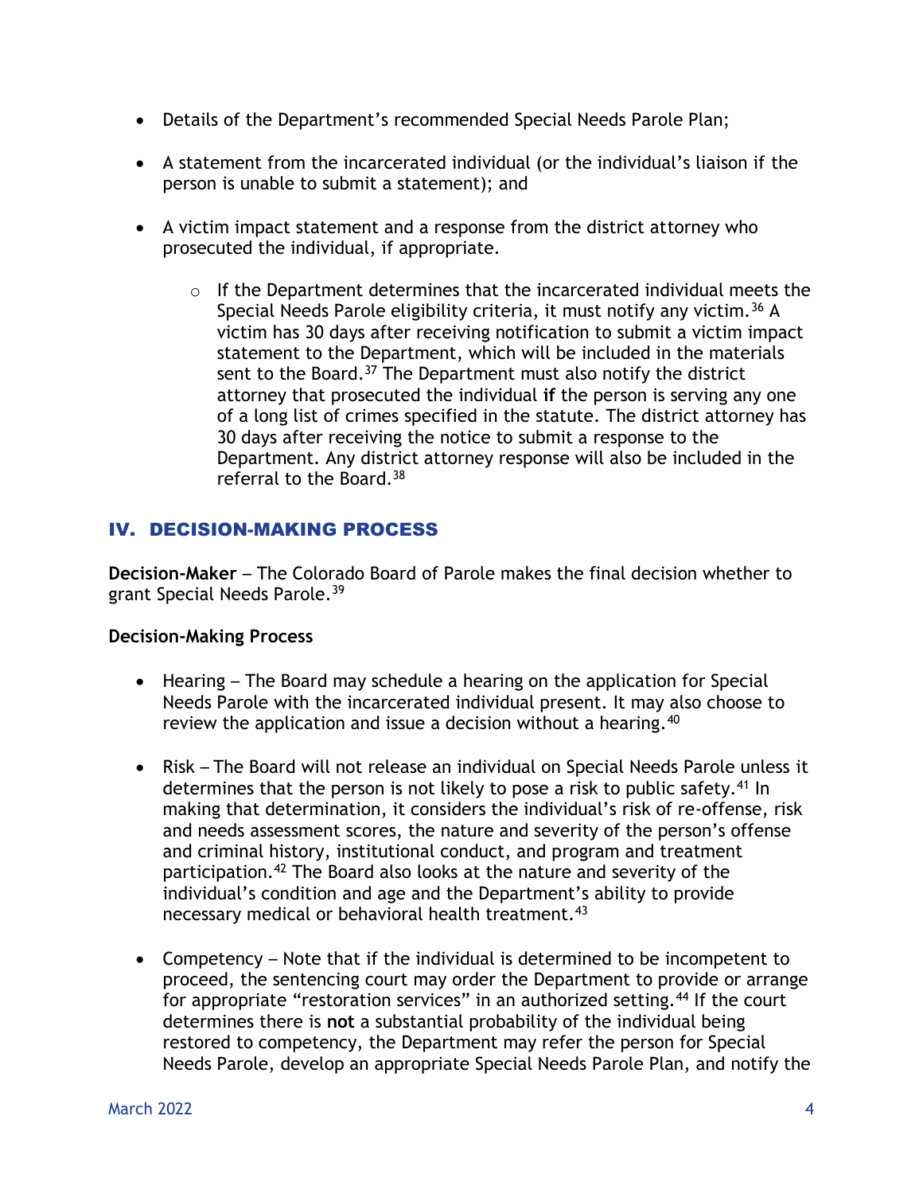- Details of the Department's recommended Special Needs Parole Plan;
- A statement from the incarcerated individual (or the individual's liaison if the person is unable to submit a statement); and
- A victim impact statement and a response from the district attorney who prosecuted the individual, if appropriate.
  - If the Department determines that the incarcerated individual meets the Special Needs Parole eligibility criteria, it must notify any victim.[36] A victim has 30 days after receiving notification to submit a victim impact statement to the Department, which will be included in the materials sent to the Board.[37] The Department must also notify the district attorney that prosecuted the individual **if** the person is serving any one of a long list of crimes specified in the statute. The district attorney has 30 days after receiving the notice to submit a response to the Department. Any district attorney response will also be included in the referral to the Board.[38]

## IV. DECISION-MAKING PROCESS

**Decision-Maker** – The Colorado Board of Parole makes the final decision whether to grant Special Needs Parole.[39]

**Decision-Making Process**

- Hearing – The Board may schedule a hearing on the application for Special Needs Parole with the incarcerated individual present. It may also choose to review the application and issue a decision without a hearing.[40]
- Risk – The Board will not release an individual on Special Needs Parole unless it determines that the person is not likely to pose a risk to public safety.[41] In making that determination, it considers the individual's risk of re-offense, risk and needs assessment scores, the nature and severity of the person's offense and criminal history, institutional conduct, and program and treatment participation.[42] The Board also looks at the nature and severity of the individual's condition and age and the Department's ability to provide necessary medical or behavioral health treatment.[43]
- Competency – Note that if the individual is determined to be incompetent to proceed, the sentencing court may order the Department to provide or arrange for appropriate "restoration services" in an authorized setting.[44] If the court determines there is **not** a substantial probability of the individual being restored to competency, the Department may refer the person for Special Needs Parole, develop an appropriate Special Needs Parole Plan, and notify the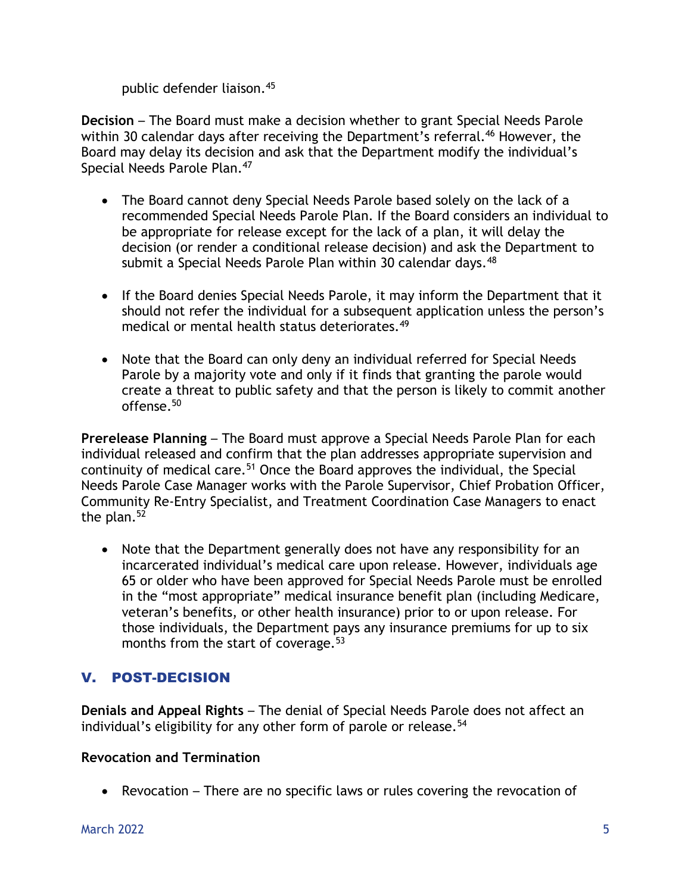public defender liaison.[45]

**Decision** – The Board must make a decision whether to grant Special Needs Parole within 30 calendar days after receiving the Department's referral.[46] However, the Board may delay its decision and ask that the Department modify the individual's Special Needs Parole Plan.[47]

- The Board cannot deny Special Needs Parole based solely on the lack of a recommended Special Needs Parole Plan. If the Board considers an individual to be appropriate for release except for the lack of a plan, it will delay the decision (or render a conditional release decision) and ask the Department to submit a Special Needs Parole Plan within 30 calendar days.[48]

- If the Board denies Special Needs Parole, it may inform the Department that it should not refer the individual for a subsequent application unless the person's medical or mental health status deteriorates.[49]

- Note that the Board can only deny an individual referred for Special Needs Parole by a majority vote and only if it finds that granting the parole would create a threat to public safety and that the person is likely to commit another offense.[50]

**Prerelease Planning** – The Board must approve a Special Needs Parole Plan for each individual released and confirm that the plan addresses appropriate supervision and continuity of medical care.[51] Once the Board approves the individual, the Special Needs Parole Case Manager works with the Parole Supervisor, Chief Probation Officer, Community Re-Entry Specialist, and Treatment Coordination Case Managers to enact the plan.[52]

- Note that the Department generally does not have any responsibility for an incarcerated individual's medical care upon release. However, individuals age 65 or older who have been approved for Special Needs Parole must be enrolled in the "most appropriate" medical insurance benefit plan (including Medicare, veteran's benefits, or other health insurance) prior to or upon release. For those individuals, the Department pays any insurance premiums for up to six months from the start of coverage.[53]

## V. POST-DECISION

**Denials and Appeal Rights** – The denial of Special Needs Parole does not affect an individual's eligibility for any other form of parole or release.[54]

**Revocation and Termination**

- Revocation – There are no specific laws or rules covering the revocation of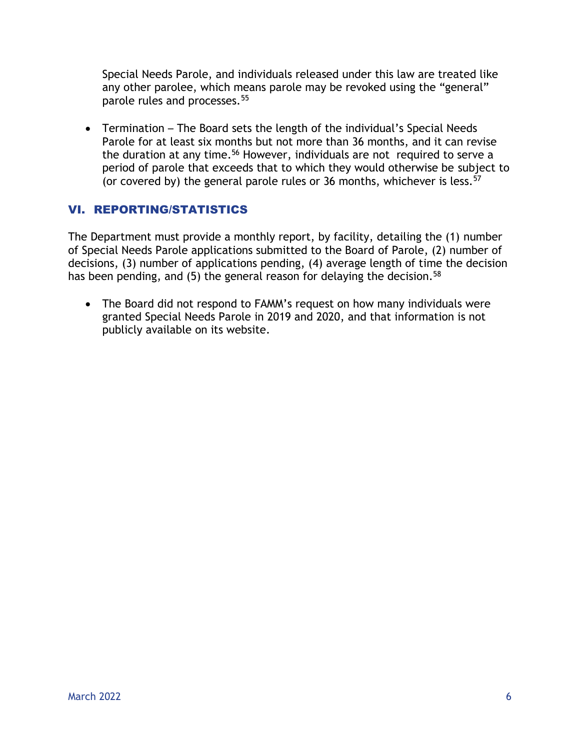Special Needs Parole, and individuals released under this law are treated like any other parolee, which means parole may be revoked using the "general" parole rules and processes.[55]

- Termination – The Board sets the length of the individual's Special Needs Parole for at least six months but not more than 36 months, and it can revise the duration at any time.[56] However, individuals are not required to serve a period of parole that exceeds that to which they would otherwise be subject to (or covered by) the general parole rules or 36 months, whichever is less.[57]

## VI. REPORTING/STATISTICS

The Department must provide a monthly report, by facility, detailing the (1) number of Special Needs Parole applications submitted to the Board of Parole, (2) number of decisions, (3) number of applications pending, (4) average length of time the decision has been pending, and (5) the general reason for delaying the decision.[58]

- The Board did not respond to FAMM's request on how many individuals were granted Special Needs Parole in 2019 and 2020, and that information is not publicly available on its website.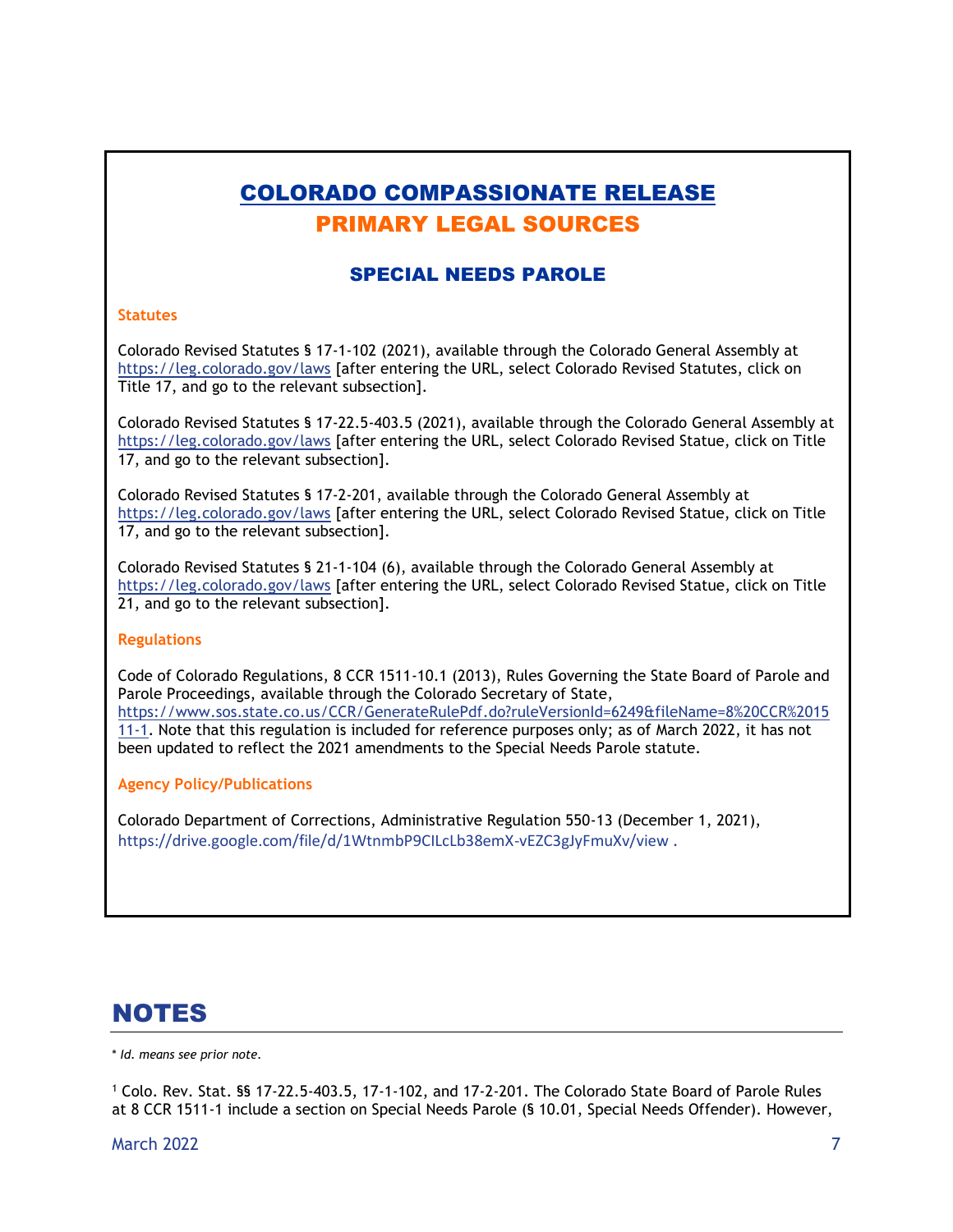# COLORADO COMPASSIONATE RELEASE

## PRIMARY LEGAL SOURCES

### SPECIAL NEEDS PAROLE

**Statutes**

Colorado Revised Statutes § 17-1-102 (2021), available through the Colorado General Assembly at https://leg.colorado.gov/laws [after entering the URL, select Colorado Revised Statutes, click on Title 17, and go to the relevant subsection].

Colorado Revised Statutes § 17-22.5-403.5 (2021), available through the Colorado General Assembly at https://leg.colorado.gov/laws [after entering the URL, select Colorado Revised Statue, click on Title 17, and go to the relevant subsection].

Colorado Revised Statutes § 17-2-201, available through the Colorado General Assembly at https://leg.colorado.gov/laws [after entering the URL, select Colorado Revised Statue, click on Title 17, and go to the relevant subsection].

Colorado Revised Statutes § 21-1-104 (6), available through the Colorado General Assembly at https://leg.colorado.gov/laws [after entering the URL, select Colorado Revised Statue, click on Title 21, and go to the relevant subsection].

**Regulations**

Code of Colorado Regulations, 8 CCR 1511-10.1 (2013), Rules Governing the State Board of Parole and Parole Proceedings, available through the Colorado Secretary of State, https://www.sos.state.co.us/CCR/GenerateRulePdf.do?ruleVersionId=6249&fileName=8%20CCR%201511-1. Note that this regulation is included for reference purposes only; as of March 2022, it has not been updated to reflect the 2021 amendments to the Special Needs Parole statute.

**Agency Policy/Publications**

Colorado Department of Corrections, Administrative Regulation 550-13 (December 1, 2021), https://drive.google.com/file/d/1WtnmbP9CILcLb38emX-vEZC3gJyFmuXv/view .

## NOTES

* *Id. means see prior note.*

[1] Colo. Rev. Stat. §§ 17-22.5-403.5, 17-1-102, and 17-2-201. The Colorado State Board of Parole Rules at 8 CCR 1511-1 include a section on Special Needs Parole (§ 10.01, Special Needs Offender). However,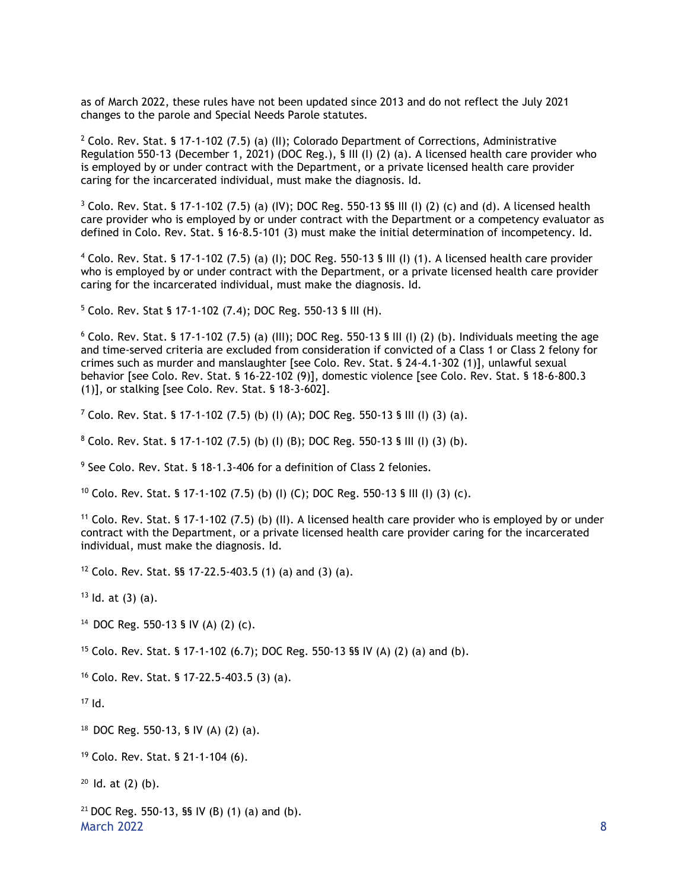as of March 2022, these rules have not been updated since 2013 and do not reflect the July 2021 changes to the parole and Special Needs Parole statutes.

[2] Colo. Rev. Stat. § 17-1-102 (7.5) (a) (II); Colorado Department of Corrections, Administrative Regulation 550-13 (December 1, 2021) (DOC Reg.), § III (I) (2) (a). A licensed health care provider who is employed by or under contract with the Department, or a private licensed health care provider caring for the incarcerated individual, must make the diagnosis. Id.

[3] Colo. Rev. Stat. § 17-1-102 (7.5) (a) (IV); DOC Reg. 550-13 §§ III (I) (2) (c) and (d). A licensed health care provider who is employed by or under contract with the Department or a competency evaluator as defined in Colo. Rev. Stat. § 16-8.5-101 (3) must make the initial determination of incompetency. Id.

[4] Colo. Rev. Stat. § 17-1-102 (7.5) (a) (I); DOC Reg. 550-13 § III (I) (1). A licensed health care provider who is employed by or under contract with the Department, or a private licensed health care provider caring for the incarcerated individual, must make the diagnosis. Id.

[5] Colo. Rev. Stat § 17-1-102 (7.4); DOC Reg. 550-13 § III (H).

[6] Colo. Rev. Stat. § 17-1-102 (7.5) (a) (III); DOC Reg. 550-13 § III (I) (2) (b). Individuals meeting the age and time-served criteria are excluded from consideration if convicted of a Class 1 or Class 2 felony for crimes such as murder and manslaughter [see Colo. Rev. Stat. § 24-4.1-302 (1)], unlawful sexual behavior [see Colo. Rev. Stat. § 16-22-102 (9)], domestic violence [see Colo. Rev. Stat. § 18-6-800.3 (1)], or stalking [see Colo. Rev. Stat. § 18-3-602].

[7] Colo. Rev. Stat. § 17-1-102 (7.5) (b) (I) (A); DOC Reg. 550-13 § III (I) (3) (a).

[8] Colo. Rev. Stat. § 17-1-102 (7.5) (b) (I) (B); DOC Reg. 550-13 § III (I) (3) (b).

[9] See Colo. Rev. Stat. § 18-1.3-406 for a definition of Class 2 felonies.

[10] Colo. Rev. Stat. § 17-1-102 (7.5) (b) (I) (C); DOC Reg. 550-13 § III (I) (3) (c).

[11] Colo. Rev. Stat. § 17-1-102 (7.5) (b) (II). A licensed health care provider who is employed by or under contract with the Department, or a private licensed health care provider caring for the incarcerated individual, must make the diagnosis. Id.

[12] Colo. Rev. Stat. §§ 17-22.5-403.5 (1) (a) and (3) (a).

[13] Id. at (3) (a).

[14] DOC Reg. 550-13 § IV (A) (2) (c).

[15] Colo. Rev. Stat. § 17-1-102 (6.7); DOC Reg. 550-13 §§ IV (A) (2) (a) and (b).

[16] Colo. Rev. Stat. § 17-22.5-403.5 (3) (a).

[17] Id.

[18] DOC Reg. 550-13, § IV (A) (2) (a).

[19] Colo. Rev. Stat. § 21-1-104 (6).

[20] Id. at (2) (b).

[21] DOC Reg. 550-13, §§ IV (B) (1) (a) and (b).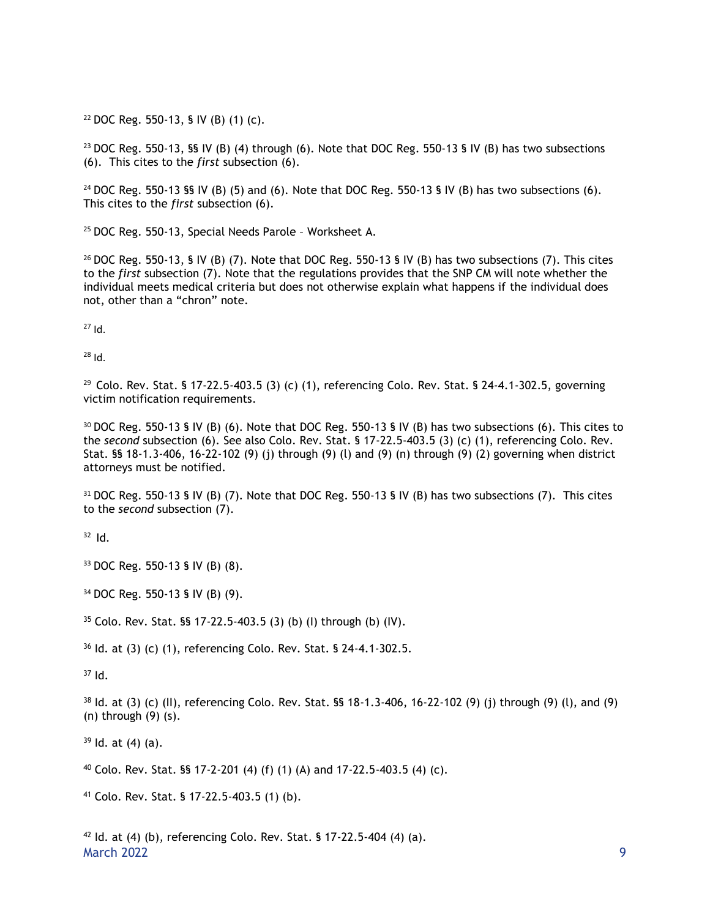[22] DOC Reg. 550-13, § IV (B) (1) (c).

[23] DOC Reg. 550-13, §§ IV (B) (4) through (6). Note that DOC Reg. 550-13 § IV (B) has two subsections (6). This cites to the *first* subsection (6).

[24] DOC Reg. 550-13 §§ IV (B) (5) and (6). Note that DOC Reg. 550-13 § IV (B) has two subsections (6). This cites to the *first* subsection (6).

[25] DOC Reg. 550-13, Special Needs Parole – Worksheet A.

[26] DOC Reg. 550-13, § IV (B) (7). Note that DOC Reg. 550-13 § IV (B) has two subsections (7). This cites to the *first* subsection (7). Note that the regulations provides that the SNP CM will note whether the individual meets medical criteria but does not otherwise explain what happens if the individual does not, other than a "chron" note.

[27] Id.

[28] Id.

[29] Colo. Rev. Stat. § 17-22.5-403.5 (3) (c) (1), referencing Colo. Rev. Stat. § 24-4.1-302.5, governing victim notification requirements.

[30] DOC Reg. 550-13 § IV (B) (6). Note that DOC Reg. 550-13 § IV (B) has two subsections (6). This cites to the *second* subsection (6). See also Colo. Rev. Stat. § 17-22.5-403.5 (3) (c) (1), referencing Colo. Rev. Stat. §§ 18-1.3-406, 16-22-102 (9) (j) through (9) (l) and (9) (n) through (9) (2) governing when district attorneys must be notified.

[31] DOC Reg. 550-13 § IV (B) (7). Note that DOC Reg. 550-13 § IV (B) has two subsections (7). This cites to the *second* subsection (7).

[32] Id.

[33] DOC Reg. 550-13 § IV (B) (8).

[34] DOC Reg. 550-13 § IV (B) (9).

[35] Colo. Rev. Stat. §§ 17-22.5-403.5 (3) (b) (I) through (b) (IV).

[36] Id. at (3) (c) (1), referencing Colo. Rev. Stat. § 24-4.1-302.5.

[37] Id.

[38] Id. at (3) (c) (II), referencing Colo. Rev. Stat. §§ 18-1.3-406, 16-22-102 (9) (j) through (9) (l), and (9) (n) through (9) (s).

[39] Id. at (4) (a).

[40] Colo. Rev. Stat. §§ 17-2-201 (4) (f) (1) (A) and 17-22.5-403.5 (4) (c).

[41] Colo. Rev. Stat. § 17-22.5-403.5 (1) (b).

[42] Id. at (4) (b), referencing Colo. Rev. Stat. § 17-22.5-404 (4) (a).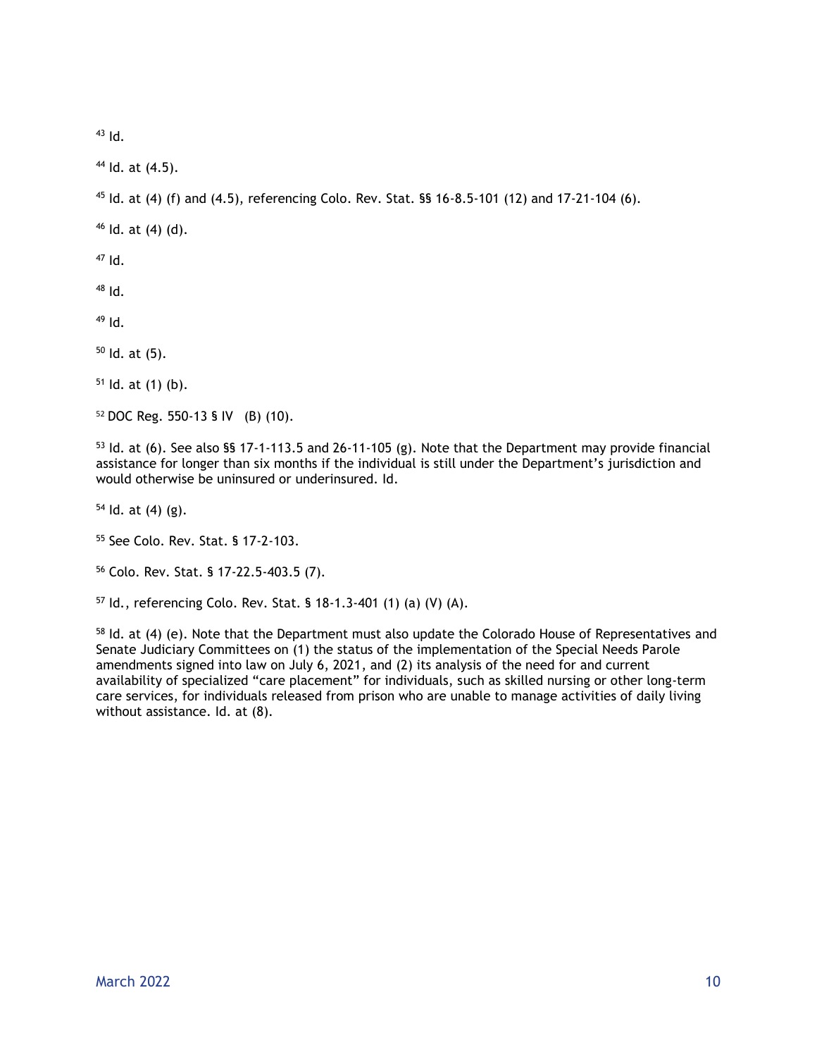[43] Id.

[44] Id. at (4.5).

[45] Id. at (4) (f) and (4.5), referencing Colo. Rev. Stat. §§ 16-8.5-101 (12) and 17-21-104 (6).

[46] Id. at (4) (d).

[47] Id.

[48] Id.

[49] Id.

[50] Id. at (5).

[51] Id. at (1) (b).

[52] DOC Reg. 550-13 § IV (B) (10).

[53] Id. at (6). See also §§ 17-1-113.5 and 26-11-105 (g). Note that the Department may provide financial assistance for longer than six months if the individual is still under the Department's jurisdiction and would otherwise be uninsured or underinsured. Id.

[54] Id. at (4) (g).

[55] See Colo. Rev. Stat. § 17-2-103.

[56] Colo. Rev. Stat. § 17-22.5-403.5 (7).

[57] Id., referencing Colo. Rev. Stat. § 18-1.3-401 (1) (a) (V) (A).

[58] Id. at (4) (e). Note that the Department must also update the Colorado House of Representatives and Senate Judiciary Committees on (1) the status of the implementation of the Special Needs Parole amendments signed into law on July 6, 2021, and (2) its analysis of the need for and current availability of specialized "care placement" for individuals, such as skilled nursing or other long-term care services, for individuals released from prison who are unable to manage activities of daily living without assistance. Id. at (8).

March 2022